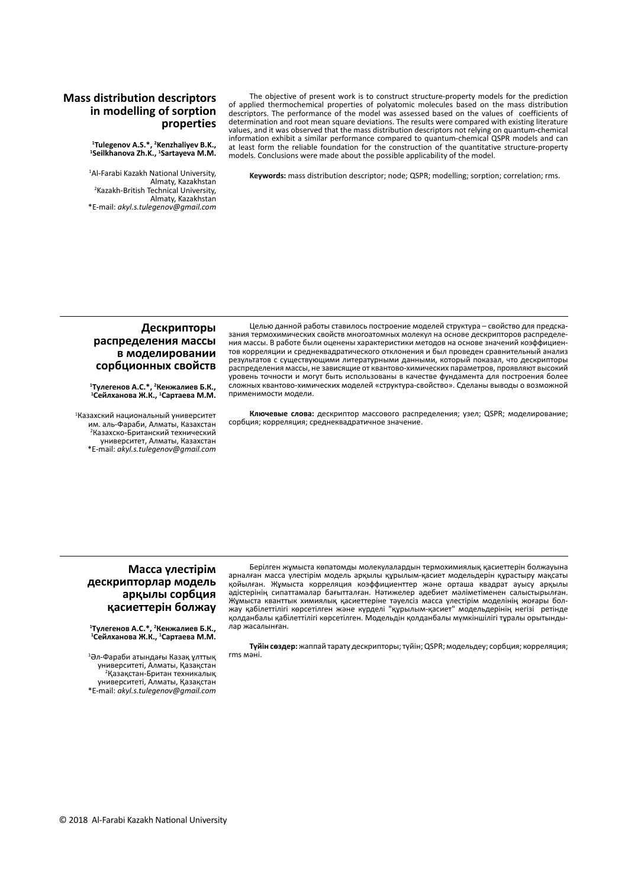## Mass distribution descriptors in modelling of sorption properties

**[1]Tulegenov A.S.\*, [2]Kenzhaliyev B.K., [1]Seilkhanova Zh.K., [1]Sartayeva M.M.**

[1]Al-Farabi Kazakh National University, Almaty, Kazakhstan
[2]Kazakh-British Technical University, Almaty, Kazakhstan
\*E-mail: *akyl.s.tulegenov@gmail.com*

The objective of present work is to construct structure-property models for the prediction of applied thermochemical properties of polyatomic molecules based on the mass distribution descriptors. The performance of the model was assessed based on the values of coefficients of determination and root mean square deviations. The results were compared with existing literature values, and it was observed that the mass distribution descriptors not relying on quantum-chemical information exhibit a similar performance compared to quantum-chemical QSPR models and can at least form the reliable foundation for the construction of the quantitative structure-property models. Conclusions were made about the possible applicability of the model.

**Keywords:** mass distribution descriptor; node; QSPR; modelling; sorption; correlation; rms.

---

## Дескрипторы распределения массы в моделировании сорбционных свойств

**[1]Тулегенов А.С.\*, [2]Кенжалиев Б.К., [1]Сейлханова Ж.К., [1]Сартаева М.М.**

[1]Казахский национальный университет им. аль-Фараби, Алматы, Казахстан
[2]Казахско-Британский технический университет, Алматы, Казахстан
\*E-mail: *akyl.s.tulegenov@gmail.com*

Целью данной работы ставилось построение моделей структура – свойство для предсказания термохимических свойств многоатомных молекул на основе дескрипторов распределения массы. В работе были оценены характеристики методов на основе значений коэффициентов корреляции и среднеквадратического отклонения и был проведен сравнительный анализ результатов с существующими литературными данными, который показал, что дескрипторы распределения массы, не зависящие от квантово-химических параметров, проявляют высокий уровень точности и могут быть использованы в качестве фундамента для построения более сложных квантово-химических моделей «структура-свойство». Сделаны выводы о возможной применимости модели.

**Ключевые слова:** дескриптор массового распределения; узел; QSPR; моделирование; сорбция; корреляция; среднеквадратичное значение.

---

## Масса үлестірім дескрипторлар модель арқылы сорбция қасиеттерін болжау

**[1]Тулегенов А.С.\*, [2]Кенжалиев Б.К., [1]Сейлханова Ж.К., [1]Сартаева М.М.**

[1]Әл-Фараби атындағы Қазақ ұлттық университеті, Алматы, Қазақстан
[2]Қазақстан-Британ техникалық университеті, Алматы, Қазақстан
\*E-mail: *akyl.s.tulegenov@gmail.com*

Берілген жұмыста көпатомды молекулалардың термохимиялық қасиеттерін болжауына арналған масса үлестірім модель арқылы құрылым-қасиет модельдерін құрастыру мақсаты қойылған. Жұмыста корреляция коэффициенттер және орташа квадрат ауысу арқылы әдістерінің сипаттамалар бағытталған. Нәтижелер әдебиет мәліметіменен салыстырылған. Жұмыста кванттық химиялық қасиеттеріне тәуелсіз масса үлестірім моделінің жоғары болжау қабілеттілігі көрсетілген және күрделі "құрылым-қасиет" модельдерінің негізі ретінде қолданбалы қабілеттілігі көрсетілген. Модельдің қолданбалы мүмкіншілігі туралы орытындылар жасалынған.

**Түйін сөздер:** жаппай тарату дескрипторы; түйін; QSPR; модельдеу; сорбция; корреляция; rms мәні.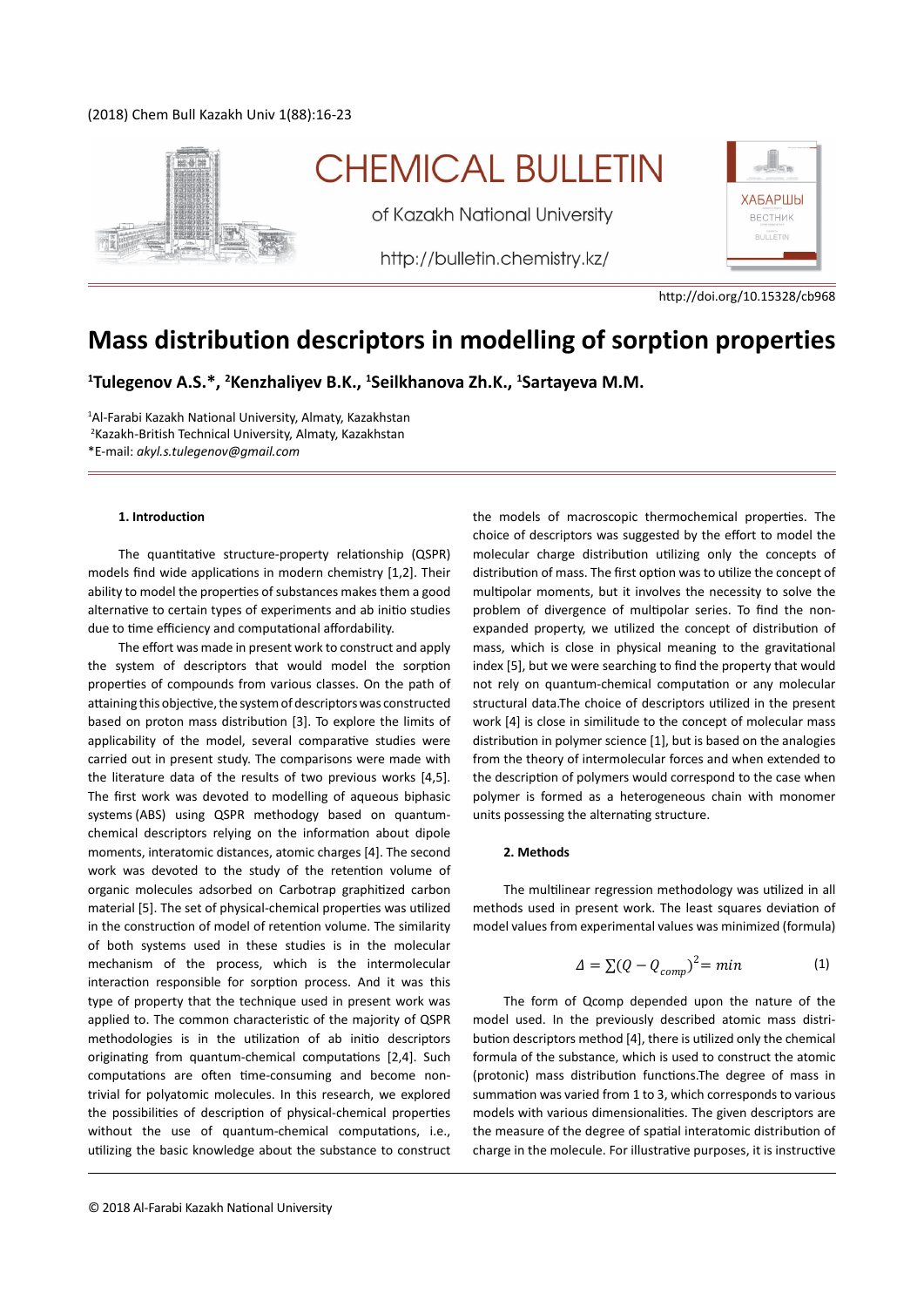http://doi.org/10.15328/cb968

# Mass distribution descriptors in modelling of sorption properties

**[1]Tulegenov A.S.*, [2]Kenzhaliyev B.K., [1]Seilkhanova Zh.K., [1]Sartayeva M.M.**

[1]Al-Farabi Kazakh National University, Almaty, Kazakhstan
[2]Kazakh-British Technical University, Almaty, Kazakhstan
*E-mail: *akyl.s.tulegenov@gmail.com*

## 1. Introduction

The quantitative structure-property relationship (QSPR) models find wide applications in modern chemistry [1,2]. Their ability to model the properties of substances makes them a good alternative to certain types of experiments and ab initio studies due to time efficiency and computational affordability.

The effort was made in present work to construct and apply the system of descriptors that would model the sorption properties of compounds from various classes. On the path of attaining this objective, the system of descriptors was constructed based on proton mass distribution [3]. To explore the limits of applicability of the model, several comparative studies were carried out in present study. The comparisons were made with the literature data of the results of two previous works [4,5]. The first work was devoted to modelling of aqueous biphasic systems (ABS) using QSPR methodology based on quantum-chemical descriptors relying on the information about dipole moments, interatomic distances, atomic charges [4]. The second work was devoted to the study of the retention volume of organic molecules adsorbed on Carbotrap graphitized carbon material [5]. The set of physical-chemical properties was utilized in the construction of model of retention volume. The similarity of both systems used in these studies is in the molecular mechanism of the process, which is the intermolecular interaction responsible for sorption process. And it was this type of property that the technique used in present work was applied to. The common characteristic of the majority of QSPR methodologies is in the utilization of ab initio descriptors originating from quantum-chemical computations [2,4]. Such computations are often time-consuming and become non-trivial for polyatomic molecules. In this research, we explored the possibilities of description of physical-chemical properties without the use of quantum-chemical computations, i.e., utilizing the basic knowledge about the substance to construct the models of macroscopic thermochemical properties. The choice of descriptors was suggested by the effort to model the molecular charge distribution utilizing only the concepts of distribution of mass. The first option was to utilize the concept of multipolar moments, but it involves the necessity to solve the problem of divergence of multipolar series. To find the non-expanded property, we utilized the concept of distribution of mass, which is close in physical meaning to the gravitational index [5], but we were searching to find the property that would not rely on quantum-chemical computation or any molecular structural data.The choice of descriptors utilized in the present work [4] is close in similitude to the concept of molecular mass distribution in polymer science [1], but is based on the analogies from the theory of intermolecular forces and when extended to the description of polymers would correspond to the case when polymer is formed as a heterogeneous chain with monomer units possessing the alternating structure.

## 2. Methods

The multilinear regression methodology was utilized in all methods used in present work. The least squares deviation of model values from experimental values was minimized (formula)

$$\Delta = \sum (Q - Q_{comp})^2 = min \qquad (1)$$

The form of Qcomp depended upon the nature of the model used. In the previously described atomic mass distribution descriptors method [4], there is utilized only the chemical formula of the substance, which is used to construct the atomic (protonic) mass distribution functions.The degree of mass in summation was varied from 1 to 3, which corresponds to various models with various dimensionalities. The given descriptors are the measure of the degree of spatial interatomic distribution of charge in the molecule. For illustrative purposes, it is instructive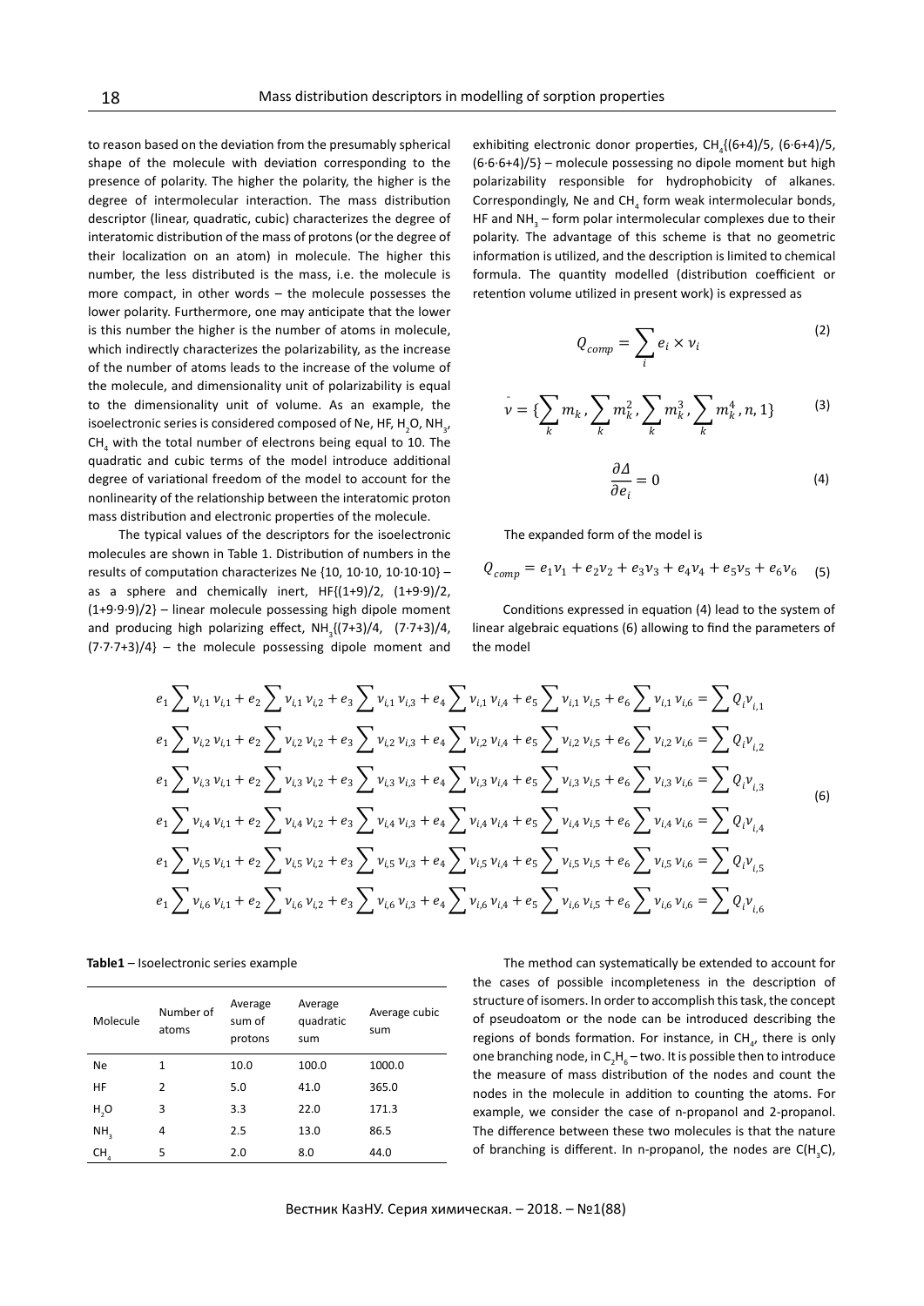to reason based on the deviation from the presumably spherical shape of the molecule with deviation corresponding to the presence of polarity. The higher the polarity, the higher is the degree of intermolecular interaction. The mass distribution descriptor (linear, quadratic, cubic) characterizes the degree of interatomic distribution of the mass of protons (or the degree of their localization on an atom) in molecule. The higher this number, the less distributed is the mass, i.e. the molecule is more compact, in other words – the molecule possesses the lower polarity. Furthermore, one may anticipate that the lower is this number the higher is the number of atoms in molecule, which indirectly characterizes the polarizability, as the increase of the number of atoms leads to the increase of the volume of the molecule, and dimensionality unit of polarizability is equal to the dimensionality unit of volume. As an example, the isoelectronic series is considered composed of Ne, HF, $H_2O$, $NH_3$, $CH_4$ with the total number of electrons being equal to 10. The quadratic and cubic terms of the model introduce additional degree of variational freedom of the model to account for the nonlinearity of the relationship between the interatomic proton mass distribution and electronic properties of the molecule.

The typical values of the descriptors for the isoelectronic molecules are shown in Table 1. Distribution of numbers in the results of computation characterizes Ne {10, 10·10, 10·10·10} – as a sphere and chemically inert, HF{(1+9)/2, (1+9·9)/2, (1+9·9·9)/2} – linear molecule possessing high dipole moment and producing high polarizing effect, $NH_3${(7+3)/4, (7·7+3)/4, (7·7·7+3)/4} – the molecule possessing dipole moment and exhibiting electronic donor properties, $CH_4${(6+4)/5, (6·6+4)/5, (6·6·6+4)/5} – molecule possessing no dipole moment but high polarizability responsible for hydrophobicity of alkanes. Correspondingly, Ne and $CH_4$ form weak intermolecular bonds, HF and $NH_3$ – form polar intermolecular complexes due to their polarity. The advantage of this scheme is that no geometric information is utilized, and the description is limited to chemical formula. The quantity modelled (distribution coefficient or retention volume utilized in present work) is expressed as

$$Q_{comp} = \sum_i e_i \times v_i \tag{2}$$

$$\bar{v} = \{\sum_k m_k, \sum_k m_k^2, \sum_k m_k^3, \sum_k m_k^4, n, 1\} \tag{3}$$

$$\frac{\partial \Delta}{\partial e_i} = 0 \tag{4}$$

The expanded form of the model is

$$Q_{comp} = e_1 v_1 + e_2 v_2 + e_3 v_3 + e_4 v_4 + e_5 v_5 + e_6 v_6 \tag{5}$$

Conditions expressed in equation (4) lead to the system of linear algebraic equations (6) allowing to find the parameters of the model

$$\begin{aligned}
e_1 \sum v_{i,1} v_{i,1} + e_2 \sum v_{i,1} v_{i,2} + e_3 \sum v_{i,1} v_{i,3} + e_4 \sum v_{i,1} v_{i,4} + e_5 \sum v_{i,1} v_{i,5} + e_6 \sum v_{i,1} v_{i,6} &= \sum Q_i v_{i,1} \\
e_1 \sum v_{i,2} v_{i,1} + e_2 \sum v_{i,2} v_{i,2} + e_3 \sum v_{i,2} v_{i,3} + e_4 \sum v_{i,2} v_{i,4} + e_5 \sum v_{i,2} v_{i,5} + e_6 \sum v_{i,2} v_{i,6} &= \sum Q_i v_{i,2} \\
e_1 \sum v_{i,3} v_{i,1} + e_2 \sum v_{i,3} v_{i,2} + e_3 \sum v_{i,3} v_{i,3} + e_4 \sum v_{i,3} v_{i,4} + e_5 \sum v_{i,3} v_{i,5} + e_6 \sum v_{i,3} v_{i,6} &= \sum Q_i v_{i,3} \\
e_1 \sum v_{i,4} v_{i,1} + e_2 \sum v_{i,4} v_{i,2} + e_3 \sum v_{i,4} v_{i,3} + e_4 \sum v_{i,4} v_{i,4} + e_5 \sum v_{i,4} v_{i,5} + e_6 \sum v_{i,4} v_{i,6} &= \sum Q_i v_{i,4} \\
e_1 \sum v_{i,5} v_{i,1} + e_2 \sum v_{i,5} v_{i,2} + e_3 \sum v_{i,5} v_{i,3} + e_4 \sum v_{i,5} v_{i,4} + e_5 \sum v_{i,5} v_{i,5} + e_6 \sum v_{i,5} v_{i,6} &= \sum Q_i v_{i,5} \\
e_1 \sum v_{i,6} v_{i,1} + e_2 \sum v_{i,6} v_{i,2} + e_3 \sum v_{i,6} v_{i,3} + e_4 \sum v_{i,6} v_{i,4} + e_5 \sum v_{i,6} v_{i,5} + e_6 \sum v_{i,6} v_{i,6} &= \sum Q_i v_{i,6}
\end{aligned} \tag{6}$$

**Table1** – Isoelectronic series example

| Molecule | Number of atoms | Average sum of protons | Average quadratic sum | Average cubic sum |
|---|---|---|---|---|
| Ne | 1 | 10.0 | 100.0 | 1000.0 |
| HF | 2 | 5.0 | 41.0 | 365.0 |
| $H_2O$ | 3 | 3.3 | 22.0 | 171.3 |
| $NH_3$ | 4 | 2.5 | 13.0 | 86.5 |
| $CH_4$ | 5 | 2.0 | 8.0 | 44.0 |

The method can systematically be extended to account for the cases of possible incompleteness in the description of structure of isomers. In order to accomplish this task, the concept of pseudoatom or the node can be introduced describing the regions of bonds formation. For instance, in $CH_4$, there is only one branching node, in $C_2H_6$ – two. It is possible then to introduce the measure of mass distribution of the nodes and count the nodes in the molecule in addition to counting the atoms. For example, we consider the case of n-propanol and 2-propanol. The difference between these two molecules is that the nature of branching is different. In n-propanol, the nodes are $C(H_3C)$,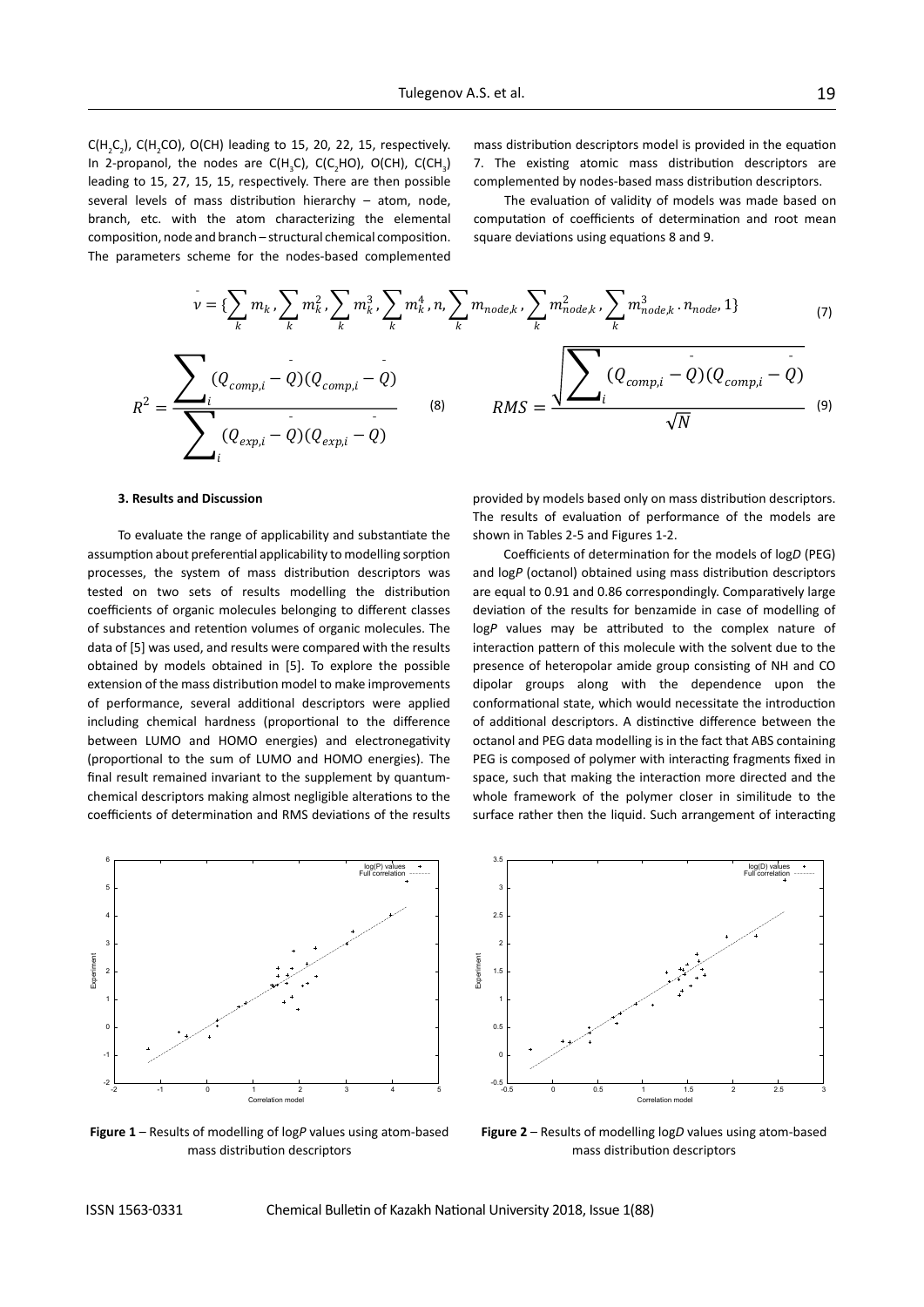$C(H_2C_2)$, $C(H_2CO)$, $O(CH)$ leading to 15, 20, 22, 15, respectively. In 2-propanol, the nodes are $C(H_3C)$, $C(C_2HO)$, $O(CH)$, $C(CH_3)$ leading to 15, 27, 15, 15, respectively. There are then possible several levels of mass distribution hierarchy – atom, node, branch, etc. with the atom characterizing the elemental composition, node and branch – structural chemical composition. The parameters scheme for the nodes-based complemented mass distribution descriptors model is provided in the equation 7. The existing atomic mass distribution descriptors are complemented by nodes-based mass distribution descriptors.

The evaluation of validity of models was made based on computation of coefficients of determination and root mean square deviations using equations 8 and 9.

$$\bar{\nu} = \{\sum_k m_k, \sum_k m_k^2, \sum_k m_k^3, \sum_k m_k^4, n, \sum_k m_{node,k}, \sum_k m_{node,k}^2, \sum_k m_{node,k}^3 \cdot n_{node}, 1\} \quad (7)$$

$$R^2 = \frac{\sum_i (Q_{comp,i} - \bar{Q})(Q_{comp,i} - \bar{Q})}{\sum_i (Q_{exp,i} - \bar{Q})(Q_{exp,i} - \bar{Q})} \quad (8)$$

$$RMS = \frac{\sqrt{\sum_i (Q_{comp,i} - \bar{Q})(Q_{comp,i} - \bar{Q})}}{\sqrt{N}} \quad (9)$$

### 3. Results and Discussion

To evaluate the range of applicability and substantiate the assumption about preferential applicability to modelling sorption processes, the system of mass distribution descriptors was tested on two sets of results modelling the distribution coefficients of organic molecules belonging to different classes of substances and retention volumes of organic molecules. The data of [5] was used, and results were compared with the results obtained by models obtained in [5]. To explore the possible extension of the mass distribution model to make improvements of performance, several additional descriptors were applied including chemical hardness (proportional to the difference between LUMO and HOMO energies) and electronegativity (proportional to the sum of LUMO and HOMO energies). The final result remained invariant to the supplement by quantum-chemical descriptors making almost negligible alterations to the coefficients of determination and RMS deviations of the results provided by models based only on mass distribution descriptors. The results of evaluation of performance of the models are shown in Tables 2-5 and Figures 1-2.

Coefficients of determination for the models of log*D* (PEG) and log*P* (octanol) obtained using mass distribution descriptors are equal to 0.91 and 0.86 correspondingly. Comparatively large deviation of the results for benzamide in case of modelling of log*P* values may be attributed to the complex nature of interaction pattern of this molecule with the solvent due to the presence of heteropolar amide group consisting of NH and CO dipolar groups along with the dependence upon the conformational state, which would necessitate the introduction of additional descriptors. A distinctive difference between the octanol and PEG data modelling is in the fact that ABS containing PEG is composed of polymer with interacting fragments fixed in space, such that making the interaction more directed and the whole framework of the polymer closer in similitude to the surface rather then the liquid. Such arrangement of interacting

**Figure 1** – Results of modelling of log*P* values using atom-based mass distribution descriptors

**Figure 2** – Results of modelling log*D* values using atom-based mass distribution descriptors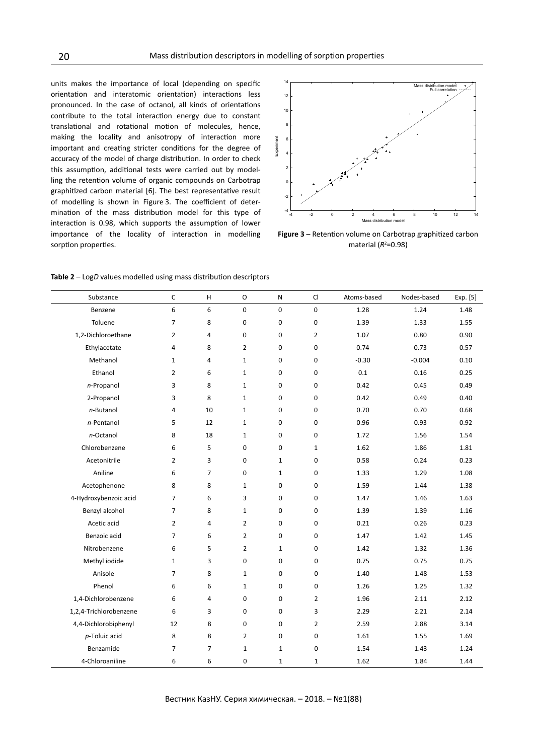units makes the importance of local (depending on specific orientation and interatomic orientation) interactions less pronounced. In the case of octanol, all kinds of orientations contribute to the total interaction energy due to constant translational and rotational motion of molecules, hence, making the locality and anisotropy of interaction more important and creating stricter conditions for the degree of accuracy of the model of charge distribution. In order to check this assumption, additional tests were carried out by modelling the retention volume of organic compounds on Carbotrap graphitized carbon material [6]. The best representative result of modelling is shown in Figure 3. The coefficient of determination of the mass distribution model for this type of interaction is 0.98, which supports the assumption of lower importance of the locality of interaction in modelling sorption properties.

**Figure 3** – Retention volume on Carbotrap graphitized carbon material ($R^2$=0.98)

**Table 2** – Log*D* values modelled using mass distribution descriptors

| Substance | C | H | O | N | Cl | Atoms-based | Nodes-based | Exp. [5] |
|---|---|---|---|---|---|---|---|---|
| Benzene | 6 | 6 | 0 | 0 | 0 | 1.28 | 1.24 | 1.48 |
| Toluene | 7 | 8 | 0 | 0 | 0 | 1.39 | 1.33 | 1.55 |
| 1,2-Dichloroethane | 2 | 4 | 0 | 0 | 2 | 1.07 | 0.80 | 0.90 |
| Ethylacetate | 4 | 8 | 2 | 0 | 0 | 0.74 | 0.73 | 0.57 |
| Methanol | 1 | 4 | 1 | 0 | 0 | -0.30 | -0.004 | 0.10 |
| Ethanol | 2 | 6 | 1 | 0 | 0 | 0.1 | 0.16 | 0.25 |
| *n*-Propanol | 3 | 8 | 1 | 0 | 0 | 0.42 | 0.45 | 0.49 |
| 2-Propanol | 3 | 8 | 1 | 0 | 0 | 0.42 | 0.49 | 0.40 |
| *n*-Butanol | 4 | 10 | 1 | 0 | 0 | 0.70 | 0.70 | 0.68 |
| *n*-Pentanol | 5 | 12 | 1 | 0 | 0 | 0.96 | 0.93 | 0.92 |
| *n*-Octanol | 8 | 18 | 1 | 0 | 0 | 1.72 | 1.56 | 1.54 |
| Chlorobenzene | 6 | 5 | 0 | 0 | 1 | 1.62 | 1.86 | 1.81 |
| Acetonitrile | 2 | 3 | 0 | 1 | 0 | 0.58 | 0.24 | 0.23 |
| Aniline | 6 | 7 | 0 | 1 | 0 | 1.33 | 1.29 | 1.08 |
| Acetophenone | 8 | 8 | 1 | 0 | 0 | 1.59 | 1.44 | 1.38 |
| 4-Hydroxybenzoic acid | 7 | 6 | 3 | 0 | 0 | 1.47 | 1.46 | 1.63 |
| Benzyl alcohol | 7 | 8 | 1 | 0 | 0 | 1.39 | 1.39 | 1.16 |
| Acetic acid | 2 | 4 | 2 | 0 | 0 | 0.21 | 0.26 | 0.23 |
| Benzoic acid | 7 | 6 | 2 | 0 | 0 | 1.47 | 1.42 | 1.45 |
| Nitrobenzene | 6 | 5 | 2 | 1 | 0 | 1.42 | 1.32 | 1.36 |
| Methyl iodide | 1 | 3 | 0 | 0 | 0 | 0.75 | 0.75 | 0.75 |
| Anisole | 7 | 8 | 1 | 0 | 0 | 1.40 | 1.48 | 1.53 |
| Phenol | 6 | 6 | 1 | 0 | 0 | 1.26 | 1.25 | 1.32 |
| 1,4-Dichlorobenzene | 6 | 4 | 0 | 0 | 2 | 1.96 | 2.11 | 2.12 |
| 1,2,4-Trichlorobenzene | 6 | 3 | 0 | 0 | 3 | 2.29 | 2.21 | 2.14 |
| 4,4-Dichlorobiphenyl | 12 | 8 | 0 | 0 | 2 | 2.59 | 2.88 | 3.14 |
| *p*-Toluic acid | 8 | 8 | 2 | 0 | 0 | 1.61 | 1.55 | 1.69 |
| Benzamide | 7 | 7 | 1 | 1 | 0 | 1.54 | 1.43 | 1.24 |
| 4-Chloroaniline | 6 | 6 | 0 | 1 | 1 | 1.62 | 1.84 | 1.44 |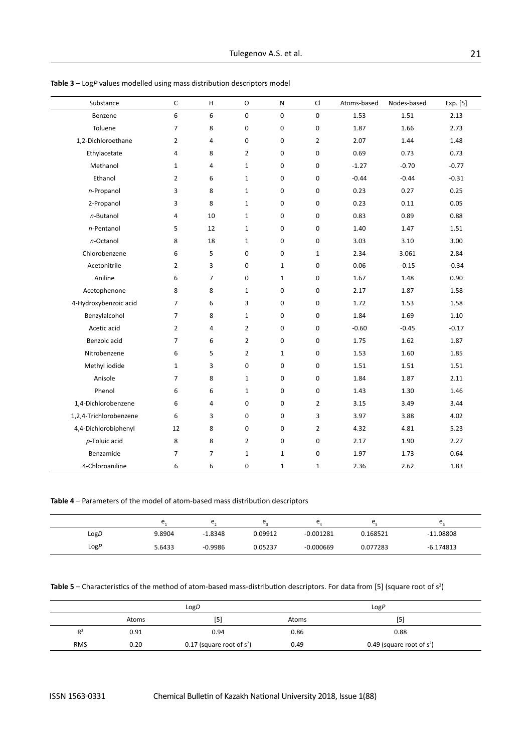**Table 3** – Log*P* values modelled using mass distribution descriptors model

| Substance | C | H | O | N | Cl | Atoms-based | Nodes-based | Exp. [5] |
|---|---|---|---|---|---|---|---|---|
| Benzene | 6 | 6 | 0 | 0 | 0 | 1.53 | 1.51 | 2.13 |
| Toluene | 7 | 8 | 0 | 0 | 0 | 1.87 | 1.66 | 2.73 |
| 1,2-Dichloroethane | 2 | 4 | 0 | 0 | 2 | 2.07 | 1.44 | 1.48 |
| Ethylacetate | 4 | 8 | 2 | 0 | 0 | 0.69 | 0.73 | 0.73 |
| Methanol | 1 | 4 | 1 | 0 | 0 | -1.27 | -0.70 | -0.77 |
| Ethanol | 2 | 6 | 1 | 0 | 0 | -0.44 | -0.44 | -0.31 |
| *n*-Propanol | 3 | 8 | 1 | 0 | 0 | 0.23 | 0.27 | 0.25 |
| 2-Propanol | 3 | 8 | 1 | 0 | 0 | 0.23 | 0.11 | 0.05 |
| *n*-Butanol | 4 | 10 | 1 | 0 | 0 | 0.83 | 0.89 | 0.88 |
| *n*-Pentanol | 5 | 12 | 1 | 0 | 0 | 1.40 | 1.47 | 1.51 |
| *n*-Octanol | 8 | 18 | 1 | 0 | 0 | 3.03 | 3.10 | 3.00 |
| Chlorobenzene | 6 | 5 | 0 | 0 | 1 | 2.34 | 3.061 | 2.84 |
| Acetonitrile | 2 | 3 | 0 | 1 | 0 | 0.06 | -0.15 | -0.34 |
| Aniline | 6 | 7 | 0 | 1 | 0 | 1.67 | 1.48 | 0.90 |
| Acetophenone | 8 | 8 | 1 | 0 | 0 | 2.17 | 1.87 | 1.58 |
| 4-Hydroxybenzoic acid | 7 | 6 | 3 | 0 | 0 | 1.72 | 1.53 | 1.58 |
| Benzylalcohol | 7 | 8 | 1 | 0 | 0 | 1.84 | 1.69 | 1.10 |
| Acetic acid | 2 | 4 | 2 | 0 | 0 | -0.60 | -0.45 | -0.17 |
| Benzoic acid | 7 | 6 | 2 | 0 | 0 | 1.75 | 1.62 | 1.87 |
| Nitrobenzene | 6 | 5 | 2 | 1 | 0 | 1.53 | 1.60 | 1.85 |
| Methyl iodide | 1 | 3 | 0 | 0 | 0 | 1.51 | 1.51 | 1.51 |
| Anisole | 7 | 8 | 1 | 0 | 0 | 1.84 | 1.87 | 2.11 |
| Phenol | 6 | 6 | 1 | 0 | 0 | 1.43 | 1.30 | 1.46 |
| 1,4-Dichlorobenzene | 6 | 4 | 0 | 0 | 2 | 3.15 | 3.49 | 3.44 |
| 1,2,4-Trichlorobenzene | 6 | 3 | 0 | 0 | 3 | 3.97 | 3.88 | 4.02 |
| 4,4-Dichlorobiphenyl | 12 | 8 | 0 | 0 | 2 | 4.32 | 4.81 | 5.23 |
| *p*-Toluic acid | 8 | 8 | 2 | 0 | 0 | 2.17 | 1.90 | 2.27 |
| Benzamide | 7 | 7 | 1 | 1 | 0 | 1.97 | 1.73 | 0.64 |
| 4-Chloroaniline | 6 | 6 | 0 | 1 | 1 | 2.36 | 2.62 | 1.83 |

**Table 4** – Parameters of the model of atom-based mass distribution descriptors

| | $e_1$ | $e_2$ | $e_3$ | $e_4$ | $e_5$ | $e_6$ |
|---|---|---|---|---|---|---|
| Log*D* | 9.8904 | -1.8348 | 0.09912 | -0.001281 | 0.168521 | -11.08808 |
| Log*P* | 5.6433 | -0.9986 | 0.05237 | -0.000669 | 0.077283 | -6.174813 |

**Table 5** – Characteristics of the method of atom-based mass-distribution descriptors. For data from [5] (square root of $s^2$)

| | Log*D* | | Log*P* | |
|---|---|---|---|---|
| | Atoms | [5] | Atoms | [5] |
| $R^2$ | 0.91 | 0.94 | 0.86 | 0.88 |
| RMS | 0.20 | 0.17 (square root of $s^2$) | 0.49 | 0.49 (square root of $s^2$) |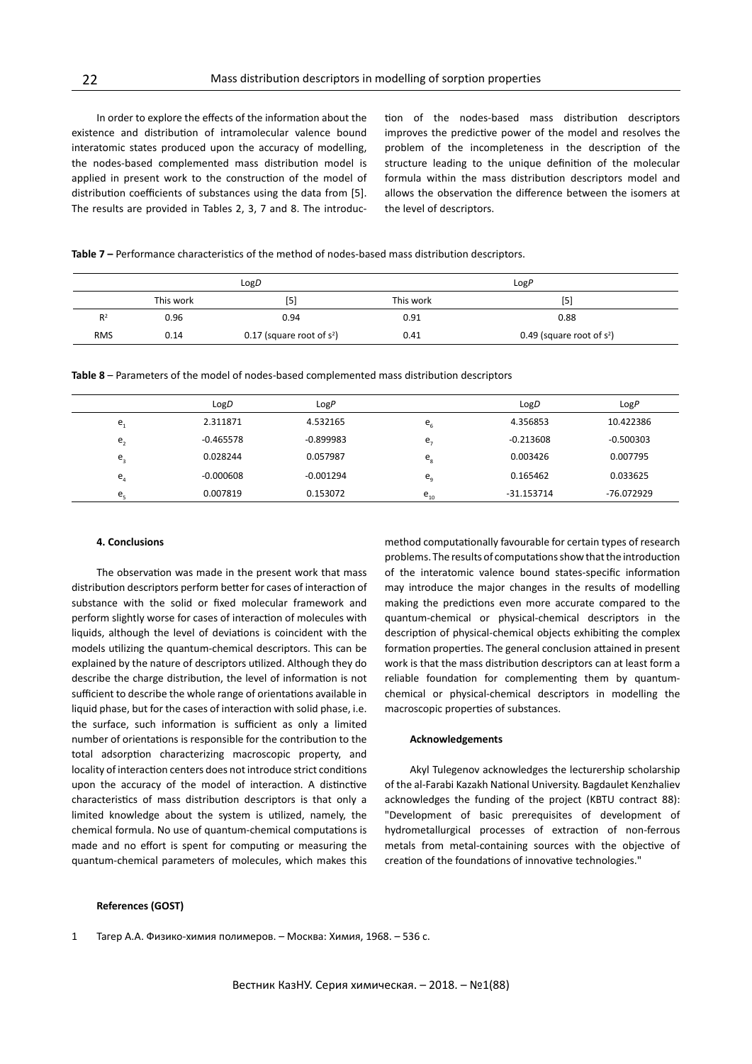In order to explore the effects of the information about the existence and distribution of intramolecular valence bound interatomic states produced upon the accuracy of modelling, the nodes-based complemented mass distribution model is applied in present work to the construction of the model of distribution coefficients of substances using the data from [5]. The results are provided in Tables 2, 3, 7 and 8. The introduction of the nodes-based mass distribution descriptors improves the predictive power of the model and resolves the problem of the incompleteness in the description of the structure leading to the unique definition of the molecular formula within the mass distribution descriptors model and allows the observation the difference between the isomers at the level of descriptors.

**Table 7 –** Performance characteristics of the method of nodes-based mass distribution descriptors.

| | Log*D* | | Log*P* | |
|---|---|---|---|---|
| | This work | [5] | This work | [5] |
| $R^2$ | 0.96 | 0.94 | 0.91 | 0.88 |
| RMS | 0.14 | 0.17 (square root of $s^2$) | 0.41 | 0.49 (square root of $s^2$) |

**Table 8** – Parameters of the model of nodes-based complemented mass distribution descriptors

| | Log*D* | Log*P* | | Log*D* | Log*P* |
|---|---|---|---|---|---|
| $e_1$ | 2.311871 | 4.532165 | $e_6$ | 4.356853 | 10.422386 |
| $e_2$ | -0.465578 | -0.899983 | $e_7$ | -0.213608 | -0.500303 |
| $e_3$ | 0.028244 | 0.057987 | $e_8$ | 0.003426 | 0.007795 |
| $e_4$ | -0.000608 | -0.001294 | $e_9$ | 0.165462 | 0.033625 |
| $e_5$ | 0.007819 | 0.153072 | $e_{10}$ | -31.153714 | -76.072929 |

#### 4. Conclusions

The observation was made in the present work that mass distribution descriptors perform better for cases of interaction of substance with the solid or fixed molecular framework and perform slightly worse for cases of interaction of molecules with liquids, although the level of deviations is coincident with the models utilizing the quantum-chemical descriptors. This can be explained by the nature of descriptors utilized. Although they do describe the charge distribution, the level of information is not sufficient to describe the whole range of orientations available in liquid phase, but for the cases of interaction with solid phase, i.e. the surface, such information is sufficient as only a limited number of orientations is responsible for the contribution to the total adsorption characterizing macroscopic property, and locality of interaction centers does not introduce strict conditions upon the accuracy of the model of interaction. A distinctive characteristics of mass distribution descriptors is that only a limited knowledge about the system is utilized, namely, the chemical formula. No use of quantum-chemical computations is made and no effort is spent for computing or measuring the quantum-chemical parameters of molecules, which makes this method computationally favourable for certain types of research problems. The results of computations show that the introduction of the interatomic valence bound states-specific information may introduce the major changes in the results of modelling making the predictions even more accurate compared to the quantum-chemical or physical-chemical descriptors in the description of physical-chemical objects exhibiting the complex formation properties. The general conclusion attained in present work is that the mass distribution descriptors can at least form a reliable foundation for complementing them by quantum-chemical or physical-chemical descriptors in modelling the macroscopic properties of substances.

#### Acknowledgements

Akyl Tulegenov acknowledges the lecturership scholarship of the al-Farabi Kazakh National University. Bagdaulet Kenzhaliev acknowledges the funding of the project (KBTU contract 88): "Development of basic prerequisites of development of hydrometallurgical processes of extraction of non-ferrous metals from metal-containing sources with the objective of creation of the foundations of innovative technologies."

#### References (GOST)

1 Тагер А.А. Физико-химия полимеров. – Москва: Химия, 1968. – 536 с.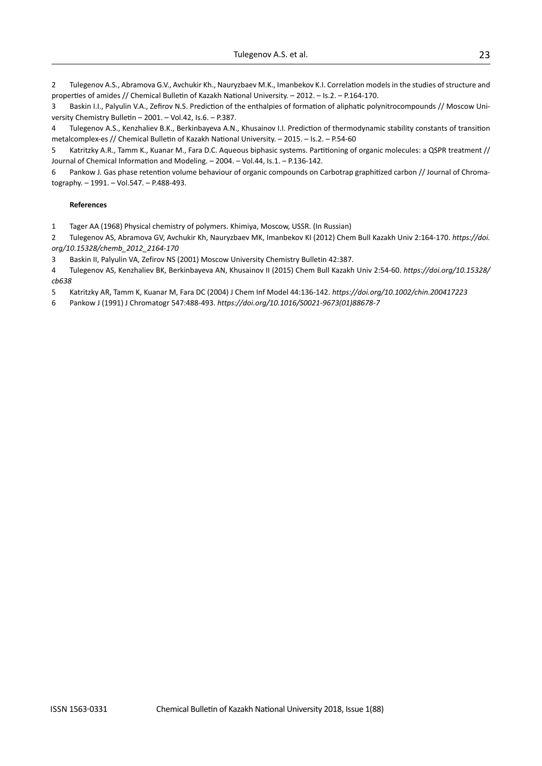2 Tulegenov A.S., Abramova G.V., Avchukir Kh., Nauryzbaev M.K., Imanbekov K.I. Correlation models in the studies of structure and properties of amides // Chemical Bulletin of Kazakh National University. – 2012. – Is.2. – P.164-170.

3 Baskin I.I., Palyulin V.A., Zefirov N.S. Prediction of the enthalpies of formation of aliphatic polynitrocompounds // Moscow University Chemistry Bulletin – 2001. – Vol.42, Is.6. – P.387.

4 Tulegenov A.S., Kenzhaliev B.K., Berkinbayeva A.N., Khusainov I.I. Prediction of thermodynamic stability constants of transition metalcomplex-es // Chemical Bulletin of Kazakh National University. – 2015. – Is.2. – P.54-60

5 Katritzky A.R., Tamm K., Kuanar M., Fara D.C. Aqueous biphasic systems. Partitioning of organic molecules: a QSPR treatment // Journal of Chemical Information and Modeling. – 2004. – Vol.44, Is.1. – P.136-142.

6 Pankow J. Gas phase retention volume behaviour of organic compounds on Carbotrap graphitized carbon // Journal of Chromatography. – 1991. – Vol.547. – P.488-493.

**References**

1 Tager AA (1968) Physical chemistry of polymers. Khimiya, Moscow, USSR. (In Russian)

2 Tulegenov AS, Abramova GV, Avchukir Kh, Nauryzbaev MK, Imanbekov KI (2012) Chem Bull Kazakh Univ 2:164-170. *https://doi.org/10.15328/chemb_2012_2164-170*

3 Baskin II, Palyulin VA, Zefirov NS (2001) Moscow University Chemistry Bulletin 42:387.

4 Tulegenov AS, Kenzhaliev BK, Berkinbayeva AN, Khusainov II (2015) Chem Bull Kazakh Univ 2:54-60. *https://doi.org/10.15328/cb638*

5 Katritzky AR, Tamm K, Kuanar M, Fara DC (2004) J Chem Inf Model 44:136-142. *https://doi.org/10.1002/chin.200417223*

6 Pankow J (1991) J Chromatogr 547:488-493. *https://doi.org/10.1016/S0021-9673(01)88678-7*